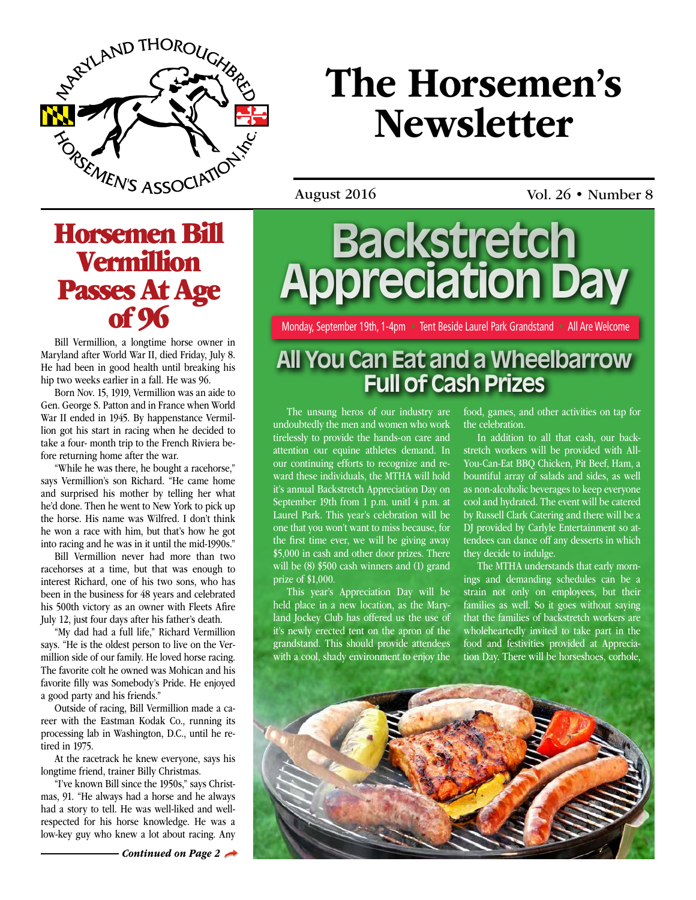# The Horsemen's Newsletter

August 2016 — Vol. 26 • Number 8

## Horsemen Bill Vermillion Passes At Age of 96

Bill Vermillion, a longtime horse owner in Maryland after World War II, died Friday, July 8. He had been in good health until breaking his hip two weeks earlier in a fall. He was 96.

Born Nov. 15, 1919, Vermillion was an aide to Gen. George S. Patton and in France when World War II ended in 1945. By happenstance Vermillion got his start in racing when he decided to take a four- month trip to the French Riviera before returning home after the war.

"While he was there, he bought a racehorse," says Vermillion's son Richard. "He came home and surprised his mother by telling her what he'd done. Then he went to New York to pick up the horse. His name was Wilfred. I don't think he won a race with him, but that's how he got into racing and he was in it until the mid-1990s."

Bill Vermillion never had more than two racehorses at a time, but that was enough to interest Richard, one of his two sons, who has been in the business for 48 years and celebrated his 500th victory as an owner with Fleets Afire July 12, just four days after his father's death.

"My dad had a full life," Richard Vermillion says. "He is the oldest person to live on the Vermillion side of our family. He loved horse racing. The favorite colt he owned was Mohican and his favorite filly was Somebody's Pride. He enjoyed a good party and his friends."

Outside of racing, Bill Vermillion made a career with the Eastman Kodak Co., running its processing lab in Washington, D.C., until he retired in 1975.

At the racetrack he knew everyone, says his longtime friend, trainer Billy Christmas.

"I've known Bill since the 1950s," says Christmas, 91. "He always had a horse and he always had a story to tell. He was well-liked and well-respected for his horse knowledge. He was a low-key guy who knew a lot about racing. Any

*Continued on Page 2*

## Backstretch Appreciation Day

Monday, September 19th, 1-4pm • Tent Beside Laurel Park Grandstand • All Are Welcome

### All You Can Eat and a Wheelbarrow Full of Cash Prizes

The unsung heros of our industry are undoubtedly the men and women who work tirelessly to provide the hands-on care and attention our equine athletes demand. In our continuing efforts to recognize and reward these individuals, the MTHA will hold it's annual Backstretch Appreciation Day on September 19th from 1 p.m. unitl 4 p.m. at Laurel Park. This year's celebration will be one that you won't want to miss because, for the first time ever, we will be giving away $5,000 in cash and other door prizes. There will be (8) $500 cash winners and (1) grand prize of $1,000.

This year's Appreciation Day will be held place in a new location, as the Maryland Jockey Club has offered us the use of it's newly erected tent on the apron of the grandstand. This should provide attendees with a cool, shady environment to enjoy the food, games, and other activities on tap for the celebration.

In addition to all that cash, our backstretch workers will be provided with All-You-Can-Eat BBQ Chicken, Pit Beef, Ham, a bountiful array of salads and sides, as well as non-alcoholic beverages to keep everyone cool and hydrated. The event will be catered by Russell Clark Catering and there will be a DJ provided by Carlyle Entertainment so attendees can dance off any desserts in which they decide to indulge.

The MTHA understands that early mornings and demanding schedules can be a strain not only on employees, but their families as well. So it goes without saying that the families of backstretch workers are wholeheartedly invited to take part in the food and festivities provided at Appreciation Day. There will be horseshoes, corhole,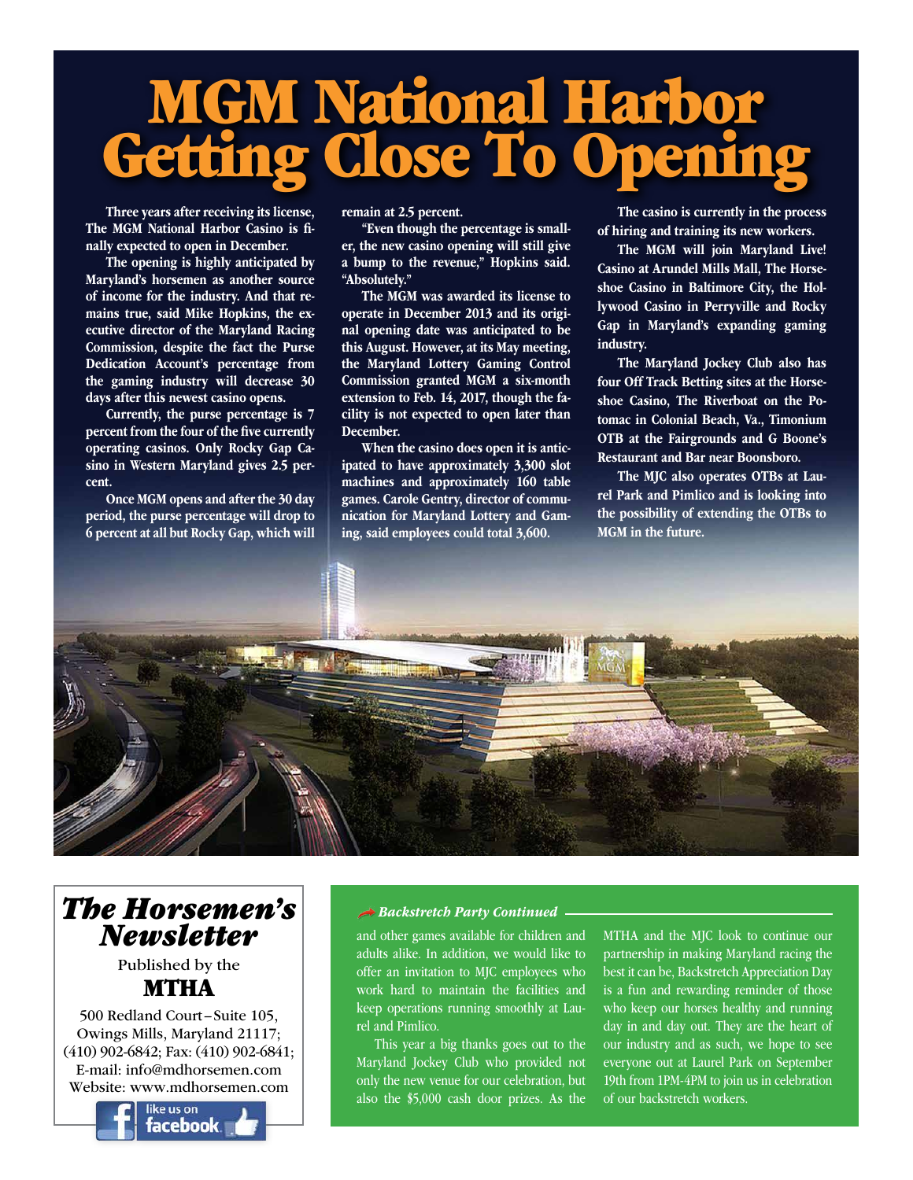# MGM National Harbor Getting Close To Opening

**Three years after receiving its license, The MGM National Harbor Casino is finally expected to open in December.**

**The opening is highly anticipated by Maryland's horsemen as another source of income for the industry. And that remains true, said Mike Hopkins, the executive director of the Maryland Racing Commission, despite the fact the Purse Dedication Account's percentage from the gaming industry will decrease 30 days after this newest casino opens.**

**Currently, the purse percentage is 7 percent from the four of the five currently operating casinos. Only Rocky Gap Casino in Western Maryland gives 2.5 percent.**

**Once MGM opens and after the 30 day period, the purse percentage will drop to 6 percent at all but Rocky Gap, which will remain at 2.5 percent.**

**"Even though the percentage is smaller, the new casino opening will still give a bump to the revenue," Hopkins said. "Absolutely."**

**The MGM was awarded its license to operate in December 2013 and its original opening date was anticipated to be this August. However, at its May meeting, the Maryland Lottery Gaming Control Commission granted MGM a six-month extension to Feb. 14, 2017, though the facility is not expected to open later than December.**

**When the casino does open it is anticipated to have approximately 3,300 slot machines and approximately 160 table games. Carole Gentry, director of communication for Maryland Lottery and Gaming, said employees could total 3,600.**

**The casino is currently in the process of hiring and training its new workers.**

**The MGM will join Maryland Live! Casino at Arundel Mills Mall, The Horseshoe Casino in Baltimore City, the Hollywood Casino in Perryville and Rocky Gap in Maryland's expanding gaming industry.**

**The Maryland Jockey Club also has four Off Track Betting sites at the Horseshoe Casino, The Riverboat on the Potomac in Colonial Beach, Va., Timonium OTB at the Fairgrounds and G Boone's Restaurant and Bar near Boonsboro.**

**The MJC also operates OTBs at Laurel Park and Pimlico and is looking into the possibility of extending the OTBs to MGM in the future.**

## *The Horsemen's Newsletter*

Published by the

**MTHA**

500 Redland Court–Suite 105, Owings Mills, Maryland 21117; (410) 902-6842; Fax: (410) 902-6841; E-mail: info@mdhorsemen.com Website: www.mdhorsemen.com

like us on facebook

### *Backstretch Party Continued*

and other games available for children and adults alike. In addition, we would like to offer an invitation to MJC employees who work hard to maintain the facilities and keep operations running smoothly at Laurel and Pimlico.

This year a big thanks goes out to the Maryland Jockey Club who provided not only the new venue for our celebration, but also the $5,000 cash door prizes. As the MTHA and the MJC look to continue our partnership in making Maryland racing the best it can be, Backstretch Appreciation Day is a fun and rewarding reminder of those who keep our horses healthy and running day in and day out. They are the heart of our industry and as such, we hope to see everyone out at Laurel Park on September 19th from 1PM-4PM to join us in celebration of our backstretch workers.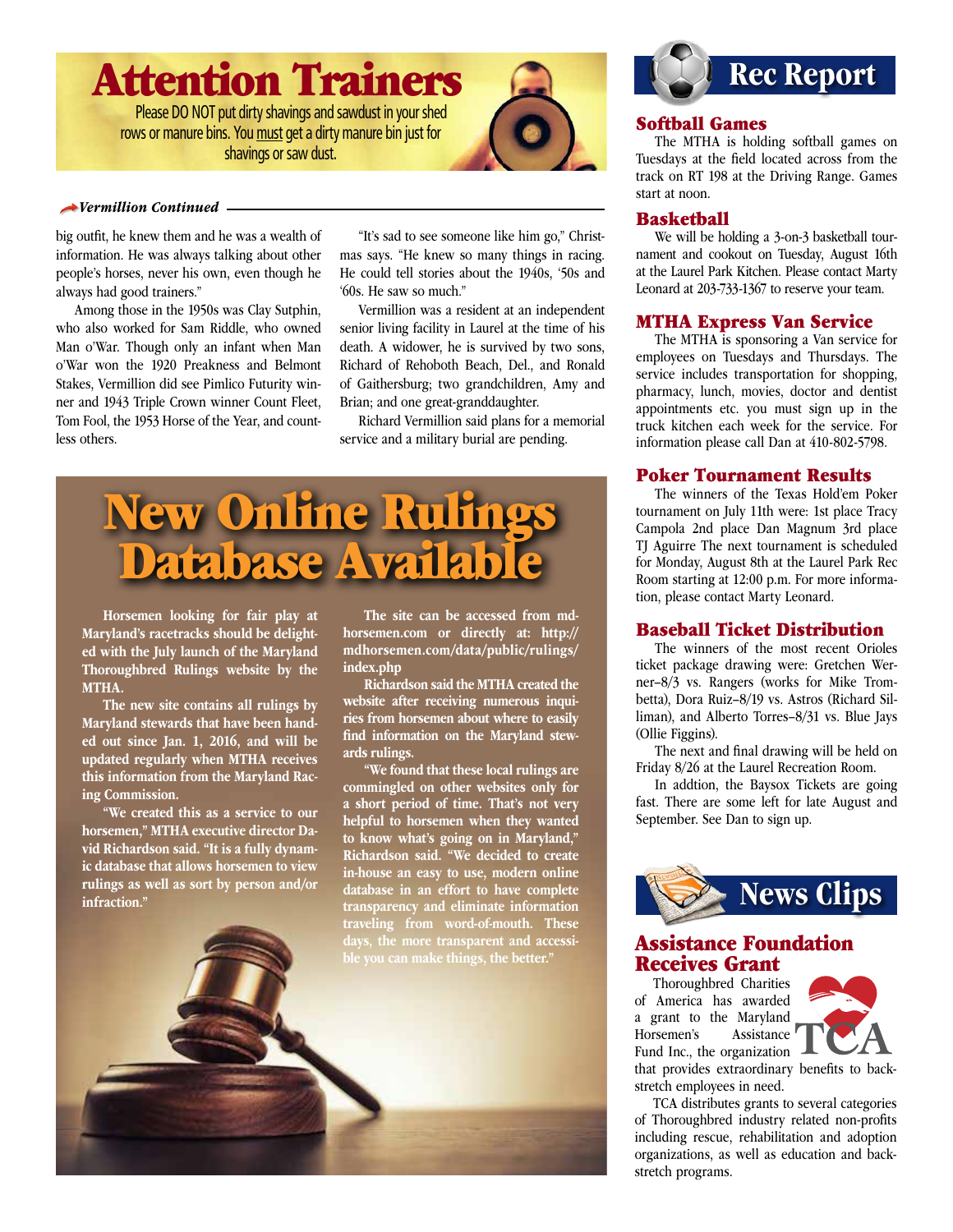# Attention Trainers

Please DO NOT put dirty shavings and sawdust in your shed rows or manure bins. You must get a dirty manure bin just for shavings or saw dust.

***Vermillion Continued***

big outfit, he knew them and he was a wealth of information. He was always talking about other people's horses, never his own, even though he always had good trainers."

Among those in the 1950s was Clay Sutphin, who also worked for Sam Riddle, who owned Man o'War. Though only an infant when Man o'War won the 1920 Preakness and Belmont Stakes, Vermillion did see Pimlico Futurity winner and 1943 Triple Crown winner Count Fleet, Tom Fool, the 1953 Horse of the Year, and countless others.

"It's sad to see someone like him go," Christmas says. "He knew so many things in racing. He could tell stories about the 1940s, '50s and '60s. He saw so much."

Vermillion was a resident at an independent senior living facility in Laurel at the time of his death. A widower, he is survived by two sons, Richard of Rehoboth Beach, Del., and Ronald of Gaithersburg; two grandchildren, Amy and Brian; and one great-granddaughter.

Richard Vermillion said plans for a memorial service and a military burial are pending.

# New Online Rulings Database Available

**Horsemen looking for fair play at Maryland's racetracks should be delighted with the July launch of the Maryland Thoroughbred Rulings website by the MTHA.**

**The new site contains all rulings by Maryland stewards that have been handed out since Jan. 1, 2016, and will be updated regularly when MTHA receives this information from the Maryland Racing Commission.**

**"We created this as a service to our horsemen," MTHA executive director David Richardson said. "It is a fully dynamic database that allows horsemen to view rulings as well as sort by person and/or infraction."**

**The site can be accessed from mdhorsemen.com or directly at: http://mdhorsemen.com/data/public/rulings/index.php**

**Richardson said the MTHA created the website after receiving numerous inquiries from horsemen about where to easily find information on the Maryland stewards rulings.**

**"We found that these local rulings are commingled on other websites only for a short period of time. That's not very helpful to horsemen when they wanted to know what's going on in Maryland," Richardson said. "We decided to create in-house an easy to use, modern online database in an effort to have complete transparency and eliminate information traveling from word-of-mouth. These days, the more transparent and accessible you can make things, the better."**

# Rec Report

## Softball Games

The MTHA is holding softball games on Tuesdays at the field located across from the track on RT 198 at the Driving Range. Games start at noon.

## Basketball

We will be holding a 3-on-3 basketball tournament and cookout on Tuesday, August 16th at the Laurel Park Kitchen. Please contact Marty Leonard at 203-733-1367 to reserve your team.

## MTHA Express Van Service

The MTHA is sponsoring a Van service for employees on Tuesdays and Thursdays. The service includes transportation for shopping, pharmacy, lunch, movies, doctor and dentist appointments etc. you must sign up in the truck kitchen each week for the service. For information please call Dan at 410-802-5798.

## Poker Tournament Results

The winners of the Texas Hold'em Poker tournament on July 11th were: 1st place Tracy Campola 2nd place Dan Magnum 3rd place TJ Aguirre The next tournament is scheduled for Monday, August 8th at the Laurel Park Rec Room starting at 12:00 p.m. For more information, please contact Marty Leonard.

## Baseball Ticket Distribution

The winners of the most recent Orioles ticket package drawing were: Gretchen Werner–8/3 vs. Rangers (works for Mike Trombetta), Dora Ruiz–8/19 vs. Astros (Richard Siliman), and Alberto Torres–8/31 vs. Blue Jays (Ollie Figgins).

The next and final drawing will be held on Friday 8/26 at the Laurel Recreation Room.

In addtion, the Baysox Tickets are going fast. There are some left for late August and September. See Dan to sign up.

# News Clips

## Assistance Foundation Receives Grant

Thoroughbred Charities of America has awarded a grant to the Maryland Horsemen's Assistance Fund Inc., the organization that provides extraordinary benefits to backstretch employees in need.

TCA distributes grants to several categories of Thoroughbred industry related non-profits including rescue, rehabilitation and adoption organizations, as well as education and backstretch programs.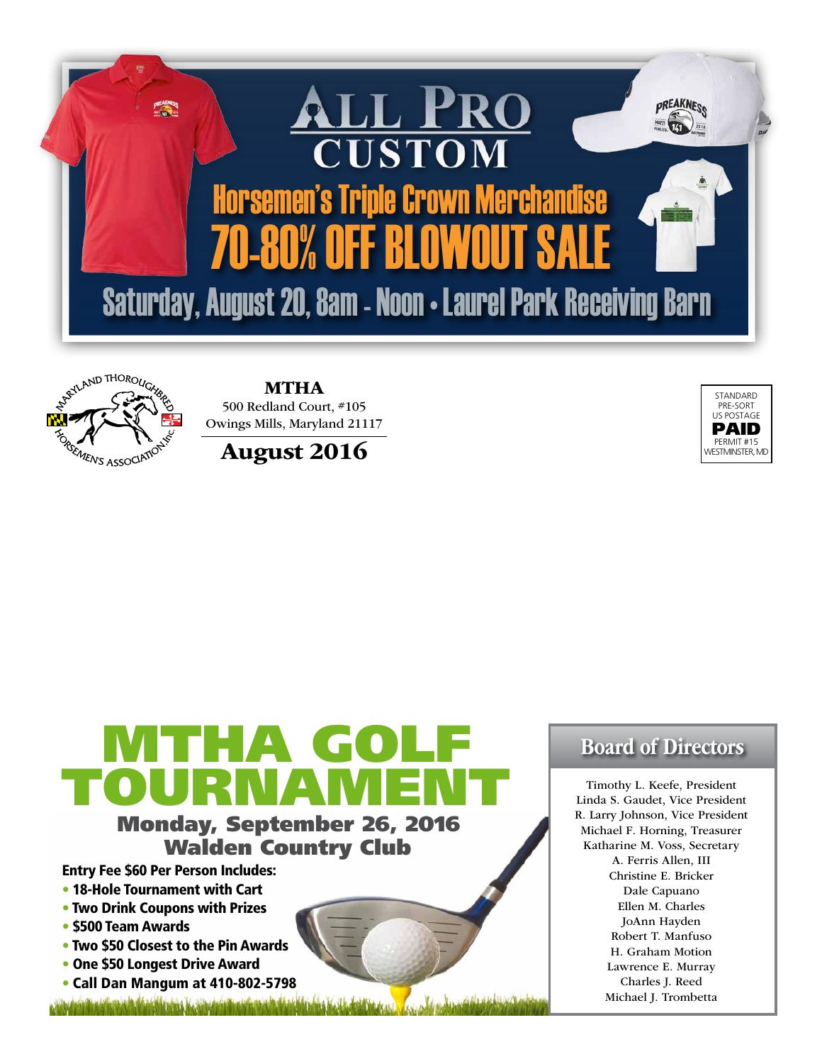# ALL PRO CUSTOM

## Horsemen's Triple Crown Merchandise

## 70-80% OFF BLOWOUT SALE

**Saturday, August 20, 8am - Noon • Laurel Park Receiving Barn**

MARYLAND THOROUGHBRED HORSEMEN'S ASSOCIATION, Inc.

**MTHA**
500 Redland Court, #105
Owings Mills, Maryland 21117

**August 2016**

STANDARD
PRE-SORT
US POSTAGE
**PAID**
PERMIT #15
WESTMINSTER, MD

# MTHA GOLF TOURNAMENT

## Monday, September 26, 2016
## Walden Country Club

**Entry Fee $60 Per Person Includes:**

- **18-Hole Tournament with Cart**
- **Two Drink Coupons with Prizes**
- **$500 Team Awards**
- **Two $50 Closest to the Pin Awards**
- **One $50 Longest Drive Award**
- **Call Dan Mangum at 410-802-5798**

## Board of Directors

Timothy L. Keefe, President
Linda S. Gaudet, Vice President
R. Larry Johnson, Vice President
Michael F. Horning, Treasurer
Katharine M. Voss, Secretary
A. Ferris Allen, III
Christine E. Bricker
Dale Capuano
Ellen M. Charles
JoAnn Hayden
Robert T. Manfuso
H. Graham Motion
Lawrence E. Murray
Charles J. Reed
Michael J. Trombetta